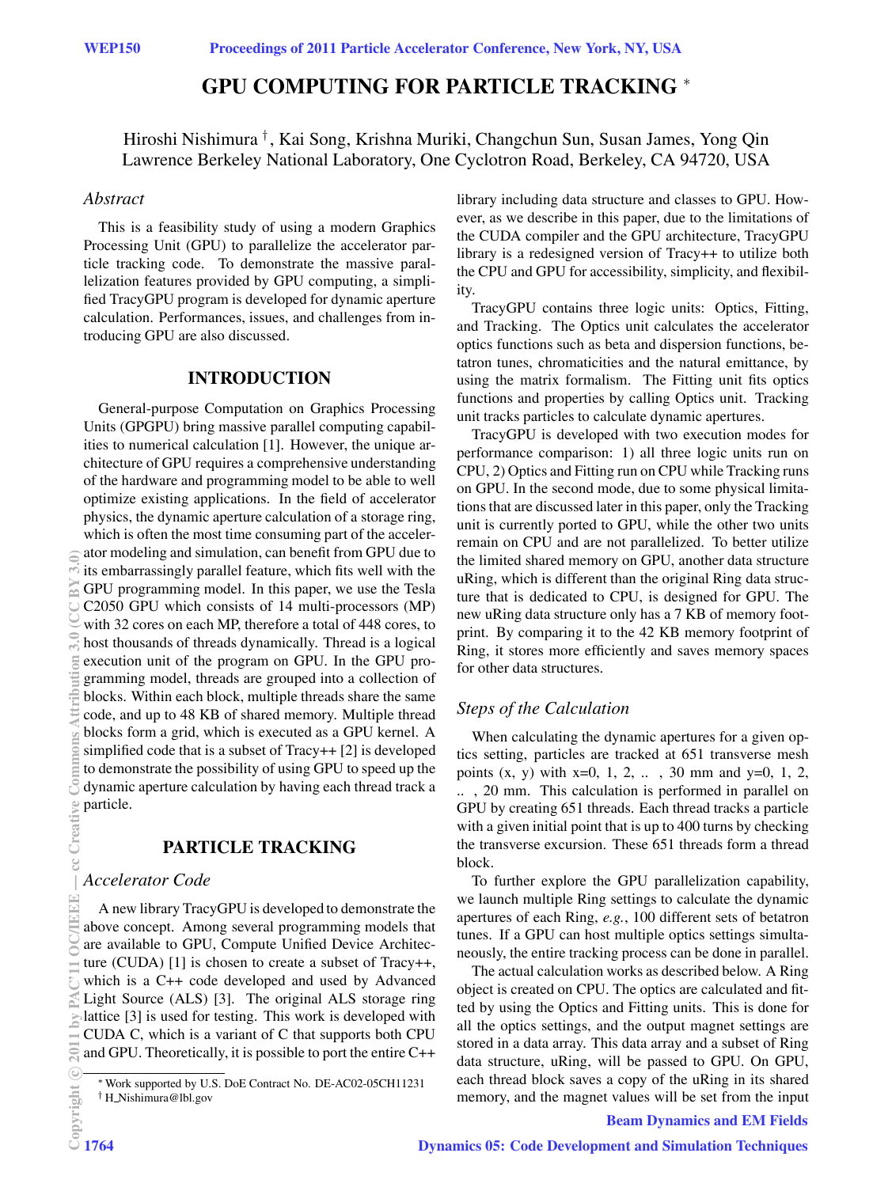# GPU COMPUTING FOR PARTICLE TRACKING *

Hiroshi Nishimura †, Kai Song, Krishna Muriki, Changchun Sun, Susan James, Yong Qin
Lawrence Berkeley National Laboratory, One Cyclotron Road, Berkeley, CA 94720, USA

## *Abstract*

This is a feasibility study of using a modern Graphics Processing Unit (GPU) to parallelize the accelerator particle tracking code. To demonstrate the massive parallelization features provided by GPU computing, a simplified TracyGPU program is developed for dynamic aperture calculation. Performances, issues, and challenges from introducing GPU are also discussed.

## INTRODUCTION

General-purpose Computation on Graphics Processing Units (GPGPU) bring massive parallel computing capabilities to numerical calculation [1]. However, the unique architecture of GPU requires a comprehensive understanding of the hardware and programming model to be able to well optimize existing applications. In the field of accelerator physics, the dynamic aperture calculation of a storage ring, which is often the most time consuming part of the accelerator modeling and simulation, can benefit from GPU due to its embarrassingly parallel feature, which fits well with the GPU programming model. In this paper, we use the Tesla C2050 GPU which consists of 14 multi-processors (MP) with 32 cores on each MP, therefore a total of 448 cores, to host thousands of threads dynamically. Thread is a logical execution unit of the program on GPU. In the GPU programming model, threads are grouped into a collection of blocks. Within each block, multiple threads share the same code, and up to 48 KB of shared memory. Multiple thread blocks form a grid, which is executed as a GPU kernel. A simplified code that is a subset of Tracy++ [2] is developed to demonstrate the possibility of using GPU to speed up the dynamic aperture calculation by having each thread track a particle.

## PARTICLE TRACKING

### *Accelerator Code*

A new library TracyGPU is developed to demonstrate the above concept. Among several programming models that are available to GPU, Compute Unified Device Architecture (CUDA) [1] is chosen to create a subset of Tracy++, which is a C++ code developed and used by Advanced Light Source (ALS) [3]. The original ALS storage ring lattice [3] is used for testing. This work is developed with CUDA C, which is a variant of C that supports both CPU and GPU. Theoretically, it is possible to port the entire C++ library including data structure and classes to GPU. However, as we describe in this paper, due to the limitations of the CUDA compiler and the GPU architecture, TracyGPU library is a redesigned version of Tracy++ to utilize both the CPU and GPU for accessibility, simplicity, and flexibility.

TracyGPU contains three logic units: Optics, Fitting, and Tracking. The Optics unit calculates the accelerator optics functions such as beta and dispersion functions, betatron tunes, chromaticities and the natural emittance, by using the matrix formalism. The Fitting unit fits optics functions and properties by calling Optics unit. Tracking unit tracks particles to calculate dynamic apertures.

TracyGPU is developed with two execution modes for performance comparison: 1) all three logic units run on CPU, 2) Optics and Fitting run on CPU while Tracking runs on GPU. In the second mode, due to some physical limitations that are discussed later in this paper, only the Tracking unit is currently ported to GPU, while the other two units remain on CPU and are not parallelized. To better utilize the limited shared memory on GPU, another data structure uRing, which is different than the original Ring data structure that is dedicated to CPU, is designed for GPU. The new uRing data structure only has a 7 KB of memory footprint. By comparing it to the 42 KB memory footprint of Ring, it stores more efficiently and saves memory spaces for other data structures.

### *Steps of the Calculation*

When calculating the dynamic apertures for a given optics setting, particles are tracked at 651 transverse mesh points (x, y) with x=0, 1, 2, .. , 30 mm and y=0, 1, 2, .. , 20 mm. This calculation is performed in parallel on GPU by creating 651 threads. Each thread tracks a particle with a given initial point that is up to 400 turns by checking the transverse excursion. These 651 threads form a thread block.

To further explore the GPU parallelization capability, we launch multiple Ring settings to calculate the dynamic apertures of each Ring, *e.g.*, 100 different sets of betatron tunes. If a GPU can host multiple optics settings simultaneously, the entire tracking process can be done in parallel.

The actual calculation works as described below. A Ring object is created on CPU. The optics are calculated and fitted by using the Optics and Fitting units. This is done for all the optics settings, and the output magnet settings are stored in a data array. This data array and a subset of Ring data structure, uRing, will be passed to GPU. On GPU, each thread block saves a copy of the uRing in its shared memory, and the magnet values will be set from the input

---

\* Work supported by U.S. DoE Contract No. DE-AC02-05CH11231
† H_Nishimura@lbl.gov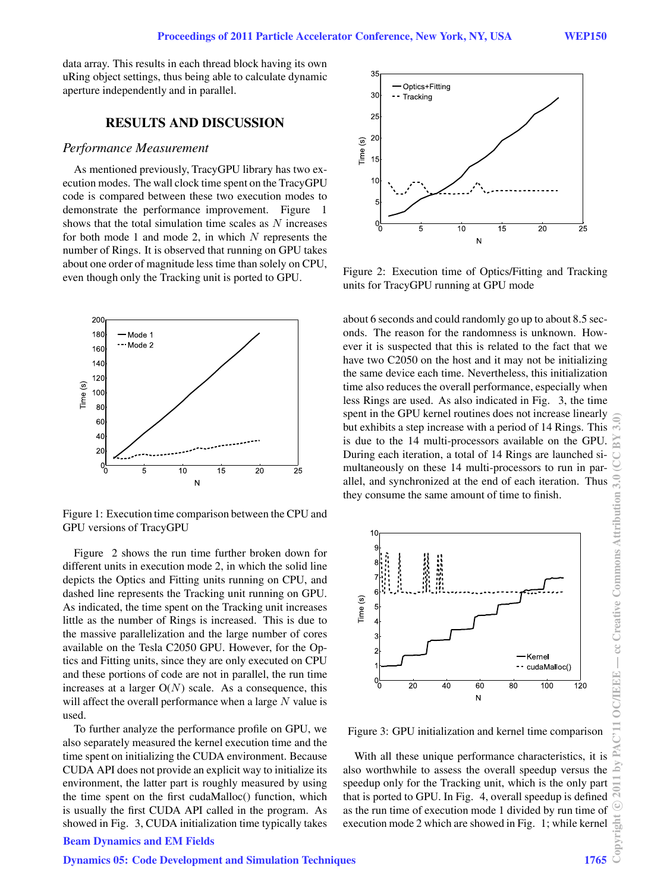data array. This results in each thread block having its own uRing object settings, thus being able to calculate dynamic aperture independently and in parallel.

## RESULTS AND DISCUSSION

### *Performance Measurement*

As mentioned previously, TracyGPU library has two execution modes. The wall clock time spent on the TracyGPU code is compared between these two execution modes to demonstrate the performance improvement. Figure 1 shows that the total simulation time scales as $N$ increases for both mode 1 and mode 2, in which $N$ represents the number of Rings. It is observed that running on GPU takes about one order of magnitude less time than solely on CPU, even though only the Tracking unit is ported to GPU.

Figure 1: Execution time comparison between the CPU and GPU versions of TracyGPU

Figure 2 shows the run time further broken down for different units in execution mode 2, in which the solid line depicts the Optics and Fitting units running on CPU, and dashed line represents the Tracking unit running on GPU. As indicated, the time spent on the Tracking unit increases little as the number of Rings is increased. This is due to the massive parallelization and the large number of cores available on the Tesla C2050 GPU. However, for the Optics and Fitting units, since they are only executed on CPU and these portions of code are not in parallel, the run time increases at a larger O($N$) scale. As a consequence, this will affect the overall performance when a large $N$ value is used.

To further analyze the performance profile on GPU, we also separately measured the kernel execution time and the time spent on initializing the CUDA environment. Because CUDA API does not provide an explicit way to initialize its environment, the latter part is roughly measured by using the time spent on the first cudaMalloc() function, which is usually the first CUDA API called in the program. As showed in Fig. 3, CUDA initialization time typically takes about 6 seconds and could randomly go up to about 8.5 seconds. The reason for the randomness is unknown. However it is suspected that this is related to the fact that we have two C2050 on the host and it may not be initializing the same device each time. Nevertheless, this initialization time also reduces the overall performance, especially when less Rings are used. As also indicated in Fig. 3, the time spent in the GPU kernel routines does not increase linearly but exhibits a step increase with a period of 14 Rings. This is due to the 14 multi-processors available on the GPU. During each iteration, a total of 14 Rings are launched simultaneously on these 14 multi-processors to run in parallel, and synchronized at the end of each iteration. Thus they consume the same amount of time to finish.

Figure 2: Execution time of Optics/Fitting and Tracking units for TracyGPU running at GPU mode

Figure 3: GPU initialization and kernel time comparison

With all these unique performance characteristics, it is also worthwhile to assess the overall speedup versus the speedup only for the Tracking unit, which is the only part that is ported to GPU. In Fig. 4, overall speedup is defined as the run time of execution mode 1 divided by run time of execution mode 2 which are showed in Fig. 1; while kernel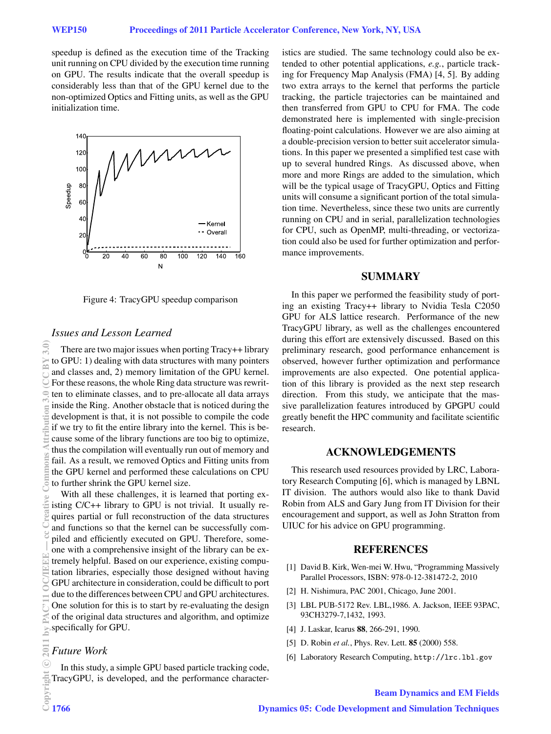speedup is defined as the execution time of the Tracking unit running on CPU divided by the execution time running on GPU. The results indicate that the overall speedup is considerably less than that of the GPU kernel due to the non-optimized Optics and Fitting units, as well as the GPU initialization time.

140
120
100
80
60
40
20
0
Speedup
0 20 40 60 80 100 120 140 160
N
Kernel
Overall

Figure 4: TracyGPU speedup comparison

### *Issues and Lesson Learned*

There are two major issues when porting Tracy++ library to GPU: 1) dealing with data structures with many pointers and classes and, 2) memory limitation of the GPU kernel. For these reasons, the whole Ring data structure was rewritten to eliminate classes, and to pre-allocate all data arrays inside the Ring. Another obstacle that is noticed during the development is that, it is not possible to compile the code if we try to fit the entire library into the kernel. This is because some of the library functions are too big to optimize, thus the compilation will eventually run out of memory and fail. As a result, we removed Optics and Fitting units from the GPU kernel and performed these calculations on CPU to further shrink the GPU kernel size.

With all these challenges, it is learned that porting existing C/C++ library to GPU is not trivial. It usually requires partial or full reconstruction of the data structures and functions so that the kernel can be successfully compiled and efficiently executed on GPU. Therefore, someone with a comprehensive insight of the library can be extremely helpful. Based on our experience, existing computation libraries, especially those designed without having GPU architecture in consideration, could be difficult to port due to the differences between CPU and GPU architectures. One solution for this is to start by re-evaluating the design of the original data structures and algorithm, and optimize specifically for GPU.

### *Future Work*

In this study, a simple GPU based particle tracking code, TracyGPU, is developed, and the performance characteristics are studied. The same technology could also be extended to other potential applications, *e.g.*, particle tracking for Frequency Map Analysis (FMA) [4, 5]. By adding two extra arrays to the kernel that performs the particle tracking, the particle trajectories can be maintained and then transferred from GPU to CPU for FMA. The code demonstrated here is implemented with single-precision floating-point calculations. However we are also aiming at a double-precision version to better suit accelerator simulations. In this paper we presented a simplified test case with up to several hundred Rings. As discussed above, when more and more Rings are added to the simulation, which will be the typical usage of TracyGPU, Optics and Fitting units will consume a significant portion of the total simulation time. Nevertheless, since these two units are currently running on CPU and in serial, parallelization technologies for CPU, such as OpenMP, multi-threading, or vectorization could also be used for further optimization and performance improvements.

## SUMMARY

In this paper we performed the feasibility study of porting an existing Tracy++ library to Nvidia Tesla C2050 GPU for ALS lattice research. Performance of the new TracyGPU library, as well as the challenges encountered during this effort are extensively discussed. Based on this preliminary research, good performance enhancement is observed, however further optimization and performance improvements are also expected. One potential application of this library is provided as the next step research direction. From this study, we anticipate that the massive parallelization features introduced by GPGPU could greatly benefit the HPC community and facilitate scientific research.

## ACKNOWLEDGEMENTS

This research used resources provided by LRC, Laboratory Research Computing [6], which is managed by LBNL IT division. The authors would also like to thank David Robin from ALS and Gary Jung from IT Division for their encouragement and support, as well as John Stratton from UIUC for his advice on GPU programming.

## REFERENCES

[1] David B. Kirk, Wen-mei W. Hwu, "Programming Massively Parallel Processors, ISBN: 978-0-12-381472-2, 2010

[2] H. Nishimura, PAC 2001, Chicago, June 2001.

[3] LBL PUB-5172 Rev. LBL,1986. A. Jackson, IEEE 93PAC, 93CH3279-7,1432, 1993.

[4] J. Laskar, Icarus **88**, 266-291, 1990.

[5] D. Robin *et al.*, Phys. Rev. Lett. **85** (2000) 558.

[6] Laboratory Research Computing, `http://lrc.lbl.gov`